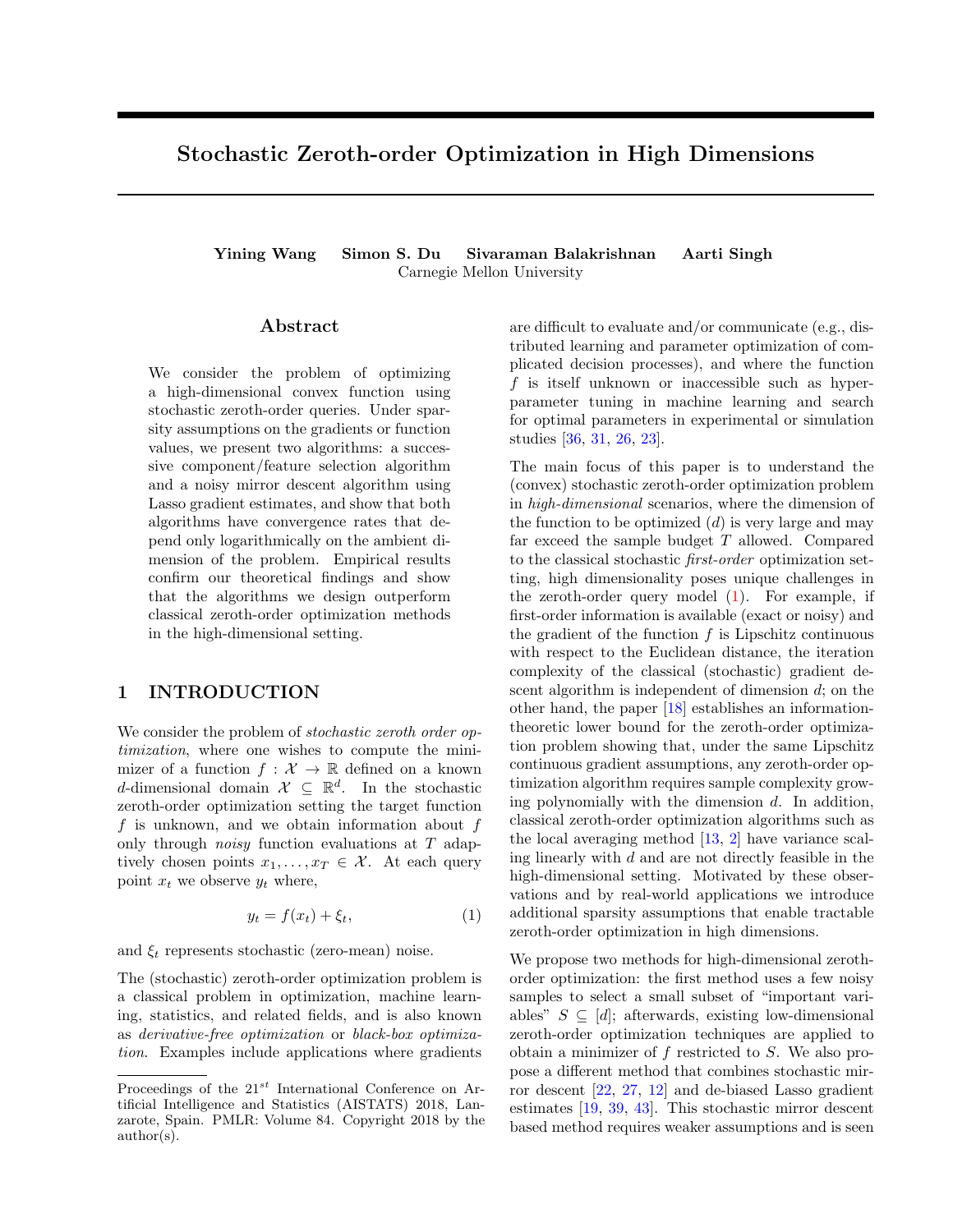# Stochastic Zeroth-order Optimization in High Dimensions

**Yining Wang    Simon S. Du    Sivaraman Balakrishnan    Aarti Singh**

Carnegie Mellon University

## Abstract

We consider the problem of optimizing a high-dimensional convex function using stochastic zeroth-order queries. Under sparsity assumptions on the gradients or function values, we present two algorithms: a successive component/feature selection algorithm and a noisy mirror descent algorithm using Lasso gradient estimates, and show that both algorithms have convergence rates that depend only logarithmically on the ambient dimension of the problem. Empirical results confirm our theoretical findings and show that the algorithms we design outperform classical zeroth-order optimization methods in the high-dimensional setting.

## 1 INTRODUCTION

We consider the problem of *stochastic zeroth order optimization*, where one wishes to compute the minimizer of a function $f : \mathcal{X} \to \mathbb{R}$ defined on a known $d$-dimensional domain $\mathcal{X} \subseteq \mathbb{R}^d$. In the stochastic zeroth-order optimization setting the target function $f$ is unknown, and we obtain information about $f$ only through *noisy* function evaluations at $T$ adaptively chosen points $x_1, \ldots, x_T \in \mathcal{X}$. At each query point $x_t$ we observe $y_t$ where,

$$y_t = f(x_t) + \xi_t, \tag{1}$$

and $\xi_t$ represents stochastic (zero-mean) noise.

The (stochastic) zeroth-order optimization problem is a classical problem in optimization, machine learning, statistics, and related fields, and is also known as *derivative-free optimization* or *black-box optimization*. Examples include applications where gradients are difficult to evaluate and/or communicate (e.g., distributed learning and parameter optimization of complicated decision processes), and where the function $f$ is itself unknown or inaccessible such as hyper-parameter tuning in machine learning and search for optimal parameters in experimental or simulation studies [36, 31, 26, 23].

The main focus of this paper is to understand the (convex) stochastic zeroth-order optimization problem in *high-dimensional* scenarios, where the dimension of the function to be optimized ($d$) is very large and may far exceed the sample budget $T$ allowed. Compared to the classical stochastic *first-order* optimization setting, high dimensionality poses unique challenges in the zeroth-order query model (1). For example, if first-order information is available (exact or noisy) and the gradient of the function $f$ is Lipschitz continuous with respect to the Euclidean distance, the iteration complexity of the classical (stochastic) gradient descent algorithm is independent of dimension $d$; on the other hand, the paper [18] establishes an information-theoretic lower bound for the zeroth-order optimization problem showing that, under the same Lipschitz continuous gradient assumptions, any zeroth-order optimization algorithm requires sample complexity growing polynomially with the dimension $d$. In addition, classical zeroth-order optimization algorithms such as the local averaging method [13, 2] have variance scaling linearly with $d$ and are not directly feasible in the high-dimensional setting. Motivated by these observations and by real-world applications we introduce additional sparsity assumptions that enable tractable zeroth-order optimization in high dimensions.

We propose two methods for high-dimensional zeroth-order optimization: the first method uses a few noisy samples to select a small subset of "important variables" $S \subseteq [d]$; afterwards, existing low-dimensional zeroth-order optimization techniques are applied to obtain a minimizer of $f$ restricted to $S$. We also propose a different method that combines stochastic mirror descent [22, 27, 12] and de-biased Lasso gradient estimates [19, 39, 43]. This stochastic mirror descent based method requires weaker assumptions and is seen

Proceedings of the 21[st] International Conference on Artificial Intelligence and Statistics (AISTATS) 2018, Lanzarote, Spain. PMLR: Volume 84. Copyright 2018 by the author(s).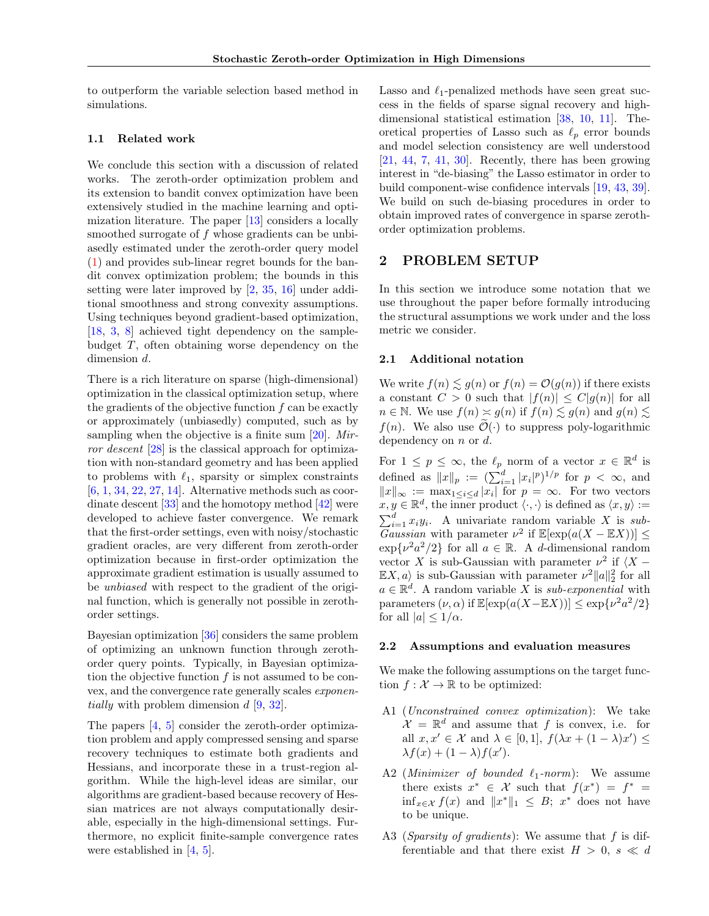to outperform the variable selection based method in simulations.

### 1.1 Related work

We conclude this section with a discussion of related works. The zeroth-order optimization problem and its extension to bandit convex optimization have been extensively studied in the machine learning and optimization literature. The paper [13] considers a locally smoothed surrogate of $f$ whose gradients can be unbiasedly estimated under the zeroth-order query model (1) and provides sub-linear regret bounds for the bandit convex optimization problem; the bounds in this setting were later improved by [2, 35, 16] under additional smoothness and strong convexity assumptions. Using techniques beyond gradient-based optimization, [18, 3, 8] achieved tight dependency on the sample-budget $T$, often obtaining worse dependency on the dimension $d$.

There is a rich literature on sparse (high-dimensional) optimization in the classical optimization setup, where the gradients of the objective function $f$ can be exactly or approximately (unbiasedly) computed, such as by sampling when the objective is a finite sum [20]. *Mirror descent* [28] is the classical approach for optimization with non-standard geometry and has been applied to problems with $\ell_1$, sparsity or simplex constraints [6, 1, 34, 22, 27, 14]. Alternative methods such as coordinate descent [33] and the homotopy method [42] were developed to achieve faster convergence. We remark that the first-order settings, even with noisy/stochastic gradient oracles, are very different from zeroth-order optimization because in first-order optimization the approximate gradient estimation is usually assumed to be *unbiased* with respect to the gradient of the original function, which is generally not possible in zeroth-order settings.

Bayesian optimization [36] considers the same problem of optimizing an unknown function through zeroth-order query points. Typically, in Bayesian optimization the objective function $f$ is not assumed to be convex, and the convergence rate generally scales *exponentially* with problem dimension $d$ [9, 32].

The papers [4, 5] consider the zeroth-order optimization problem and apply compressed sensing and sparse recovery techniques to estimate both gradients and Hessians, and incorporate these in a trust-region algorithm. While the high-level ideas are similar, our algorithms are gradient-based because recovery of Hessian matrices are not always computationally desirable, especially in the high-dimensional settings. Furthermore, no explicit finite-sample convergence rates were established in [4, 5].

Lasso and $\ell_1$-penalized methods have seen great success in the fields of sparse signal recovery and high-dimensional statistical estimation [38, 10, 11]. Theoretical properties of Lasso such as $\ell_p$ error bounds and model selection consistency are well understood [21, 44, 7, 41, 30]. Recently, there has been growing interest in "de-biasing" the Lasso estimator in order to build component-wise confidence intervals [19, 43, 39]. We build on such de-biasing procedures in order to obtain improved rates of convergence in sparse zeroth-order optimization problems.

## 2 PROBLEM SETUP

In this section we introduce some notation that we use throughout the paper before formally introducing the structural assumptions we work under and the loss metric we consider.

### 2.1 Additional notation

We write $f(n) \lesssim g(n)$ or $f(n) = \mathcal{O}(g(n))$ if there exists a constant $C > 0$ such that $|f(n)| \leq C|g(n)|$ for all $n \in \mathbb{N}$. We use $f(n) \asymp g(n)$ if $f(n) \lesssim g(n)$ and $g(n) \lesssim f(n)$. We also use $\widetilde{\mathcal{O}}(\cdot)$ to suppress poly-logarithmic dependency on $n$ or $d$.

For $1 \leq p \leq \infty$, the $\ell_p$ norm of a vector $x \in \mathbb{R}^d$ is defined as $\|x\|_p := (\sum_{i=1}^d |x_i|^p)^{1/p}$ for $p < \infty$, and $\|x\|_\infty := \max_{1\leq i\leq d} |x_i|$ for $p = \infty$. For two vectors $x, y \in \mathbb{R}^d$, the inner product $\langle \cdot, \cdot \rangle$ is defined as $\langle x, y \rangle := \sum_{i=1}^d x_i y_i$. A univariate random variable $X$ is *sub-Gaussian* with parameter $\nu^2$ if $\mathbb{E}[\exp(a(X - \mathbb{E}X))] \leq \exp\{\nu^2 a^2/2\}$ for all $a \in \mathbb{R}$. A $d$-dimensional random vector $X$ is sub-Gaussian with parameter $\nu^2$ if $\langle X - \mathbb{E}X, a \rangle$ is sub-Gaussian with parameter $\nu^2\|a\|_2^2$ for all $a \in \mathbb{R}^d$. A random variable $X$ is *sub-exponential* with parameters $(\nu, \alpha)$ if $\mathbb{E}[\exp(a(X-\mathbb{E}X))] \leq \exp\{\nu^2 a^2/2\}$ for all $|a| \leq 1/\alpha$.

### 2.2 Assumptions and evaluation measures

We make the following assumptions on the target function $f : \mathcal{X} \to \mathbb{R}$ to be optimized:

- A1 (*Unconstrained convex optimization*): We take $\mathcal{X} = \mathbb{R}^d$ and assume that $f$ is convex, i.e. for all $x, x' \in \mathcal{X}$ and $\lambda \in [0, 1]$, $f(\lambda x + (1 - \lambda)x') \leq \lambda f(x) + (1 - \lambda)f(x')$.
- A2 (*Minimizer of bounded $\ell_1$-norm*): We assume there exists $x^* \in \mathcal{X}$ such that $f(x^*) = f^* = \inf_{x\in\mathcal{X}} f(x)$ and $\|x^*\|_1 \leq B$; $x^*$ does not have to be unique.
- A3 (*Sparsity of gradients*): We assume that $f$ is differentiable and that there exist $H > 0$, $s \ll d$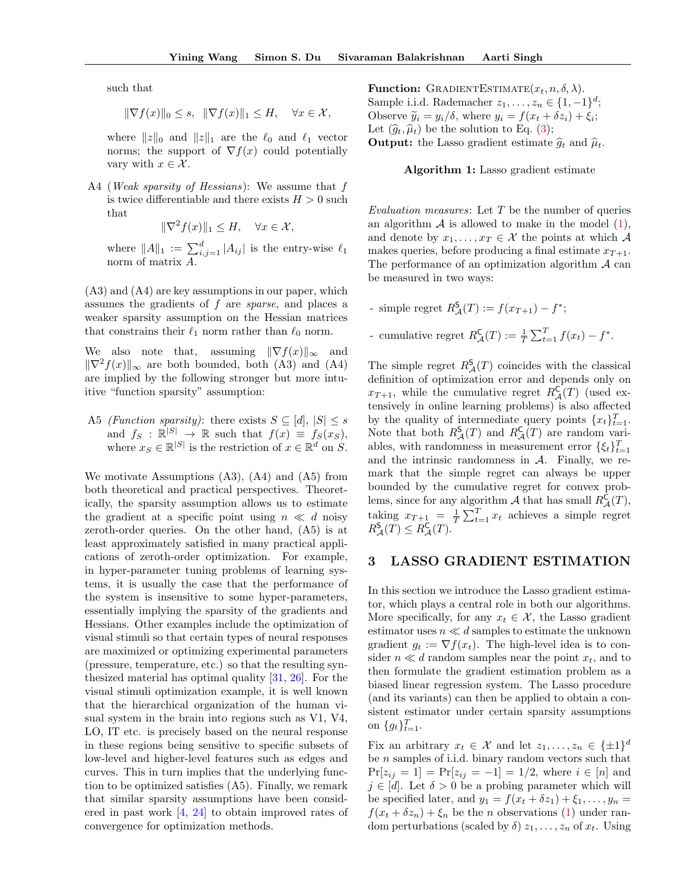such that

$$\|\nabla f(x)\|_0 \leq s, \ \ \|\nabla f(x)\|_1 \leq H, \quad \forall x \in \mathcal{X},$$

where $\|z\|_0$ and $\|z\|_1$ are the $\ell_0$ and $\ell_1$ vector norms; the support of $\nabla f(x)$ could potentially vary with $x \in \mathcal{X}$.

A4 (*Weak sparsity of Hessians*): We assume that $f$ is twice differentiable and there exists $H > 0$ such that

$$\|\nabla^2 f(x)\|_1 \leq H, \quad \forall x \in \mathcal{X},$$

where $\|A\|_1 := \sum_{i,j=1}^d |A_{ij}|$ is the entry-wise $\ell_1$ norm of matrix $A$.

(A3) and (A4) are key assumptions in our paper, which assumes the gradients of $f$ are *sparse*, and places a weaker sparsity assumption on the Hessian matrices that constrains their $\ell_1$ norm rather than $\ell_0$ norm.

We also note that, assuming $\|\nabla f(x)\|_\infty$ and $\|\nabla^2 f(x)\|_\infty$ are both bounded, both (A3) and (A4) are implied by the following stronger but more intuitive "function sparsity" assumption:

A5 *(Function sparsity)*: there exists $S \subseteq [d]$, $|S| \leq s$ and $f_S : \mathbb{R}^{|S|} \to \mathbb{R}$ such that $f(x) \equiv f_S(x_S)$, where $x_S \in \mathbb{R}^{|S|}$ is the restriction of $x \in \mathbb{R}^d$ on $S$.

We motivate Assumptions (A3), (A4) and (A5) from both theoretical and practical perspectives. Theoretically, the sparsity assumption allows us to estimate the gradient at a specific point using $n \ll d$ noisy zeroth-order queries. On the other hand, (A5) is at least approximately satisfied in many practical applications of zeroth-order optimization. For example, in hyper-parameter tuning problems of learning systems, it is usually the case that the performance of the system is insensitive to some hyper-parameters, essentially implying the sparsity of the gradients and Hessians. Other examples include the optimization of visual stimuli so that certain types of neural responses are maximized or optimizing experimental parameters (pressure, temperature, etc.) so that the resulting synthesized material has optimal quality [31, 26]. For the visual stimuli optimization example, it is well known that the hierarchical organization of the human visual system in the brain into regions such as V1, V4, LO, IT etc. is precisely based on the neural response in these regions being sensitive to specific subsets of low-level and higher-level features such as edges and curves. This in turn implies that the underlying function to be optimized satisfies (A5). Finally, we remark that similar sparsity assumptions have been considered in past work [4, 24] to obtain improved rates of convergence for optimization methods.

**Function:** GradientEstimate$(x_t, n, \delta, \lambda)$.
Sample i.i.d. Rademacher $z_1, \ldots, z_n \in \{1, -1\}^d$;
Observe $\widetilde{y}_i = y_i/\delta$, where $y_i = f(x_t + \delta z_i) + \xi_i$;
Let $(\widehat{g}_t, \widehat{\mu}_t)$ be the solution to Eq. (3);
**Output:** the Lasso gradient estimate $\widehat{g}_t$ and $\widehat{\mu}_t$.

**Algorithm 1:** Lasso gradient estimate

*Evaluation measures*: Let $T$ be the number of queries an algorithm $\mathcal{A}$ is allowed to make in the model (1), and denote by $x_1, \ldots, x_T \in \mathcal{X}$ the points at which $\mathcal{A}$ makes queries, before producing a final estimate $x_{T+1}$. The performance of an optimization algorithm $\mathcal{A}$ can be measured in two ways:

- simple regret $R_{\mathcal{A}}^{\mathsf{S}}(T) := f(x_{T+1}) - f^*$;
- cumulative regret $R_{\mathcal{A}}^{\mathsf{C}}(T) := \frac{1}{T}\sum_{t=1}^T f(x_t) - f^*$.

The simple regret $R_{\mathcal{A}}^{\mathsf{S}}(T)$ coincides with the classical definition of optimization error and depends only on $x_{T+1}$, while the cumulative regret $R_{\mathcal{A}}^{\mathsf{C}}(T)$ (used extensively in online learning problems) is also affected by the quality of intermediate query points $\{x_t\}_{t=1}^T$. Note that both $R_{\mathcal{A}}^{\mathsf{S}}(T)$ and $R_{\mathcal{A}}^{\mathsf{C}}(T)$ are random variables, with randomness in measurement error $\{\xi_t\}_{t=1}^T$ and the intrinsic randomness in $\mathcal{A}$. Finally, we remark that the simple regret can always be upper bounded by the cumulative regret for convex problems, since for any algorithm $\mathcal{A}$ that has small $R_{\mathcal{A}}^{\mathsf{C}}(T)$, taking $x_{T+1} = \frac{1}{T}\sum_{t=1}^T x_t$ achieves a simple regret $R_{\mathcal{A}}^{\mathsf{S}}(T) \leq R_{\mathcal{A}}^{\mathsf{C}}(T)$.

## 3 LASSO GRADIENT ESTIMATION

In this section we introduce the Lasso gradient estimator, which plays a central role in both our algorithms. More specifically, for any $x_t \in \mathcal{X}$, the Lasso gradient estimator uses $n \ll d$ samples to estimate the unknown gradient $g_t := \nabla f(x_t)$. The high-level idea is to consider $n \ll d$ random samples near the point $x_t$, and to then formulate the gradient estimation problem as a biased linear regression system. The Lasso procedure (and its variants) can then be applied to obtain a consistent estimator under certain sparsity assumptions on $\{g_t\}_{t=1}^T$.

Fix an arbitrary $x_t \in \mathcal{X}$ and let $z_1, \ldots, z_n \in \{\pm 1\}^d$ be $n$ samples of i.i.d. binary random vectors such that $\Pr[z_{ij} = 1] = \Pr[z_{ij} = -1] = 1/2$, where $i \in [n]$ and $j \in [d]$. Let $\delta > 0$ be a probing parameter which will be specified later, and $y_1 = f(x_t + \delta z_1) + \xi_1, \ldots, y_n = f(x_t + \delta z_n) + \xi_n$ be the $n$ observations (1) under random perturbations (scaled by $\delta$) $z_1, \ldots, z_n$ of $x_t$. Using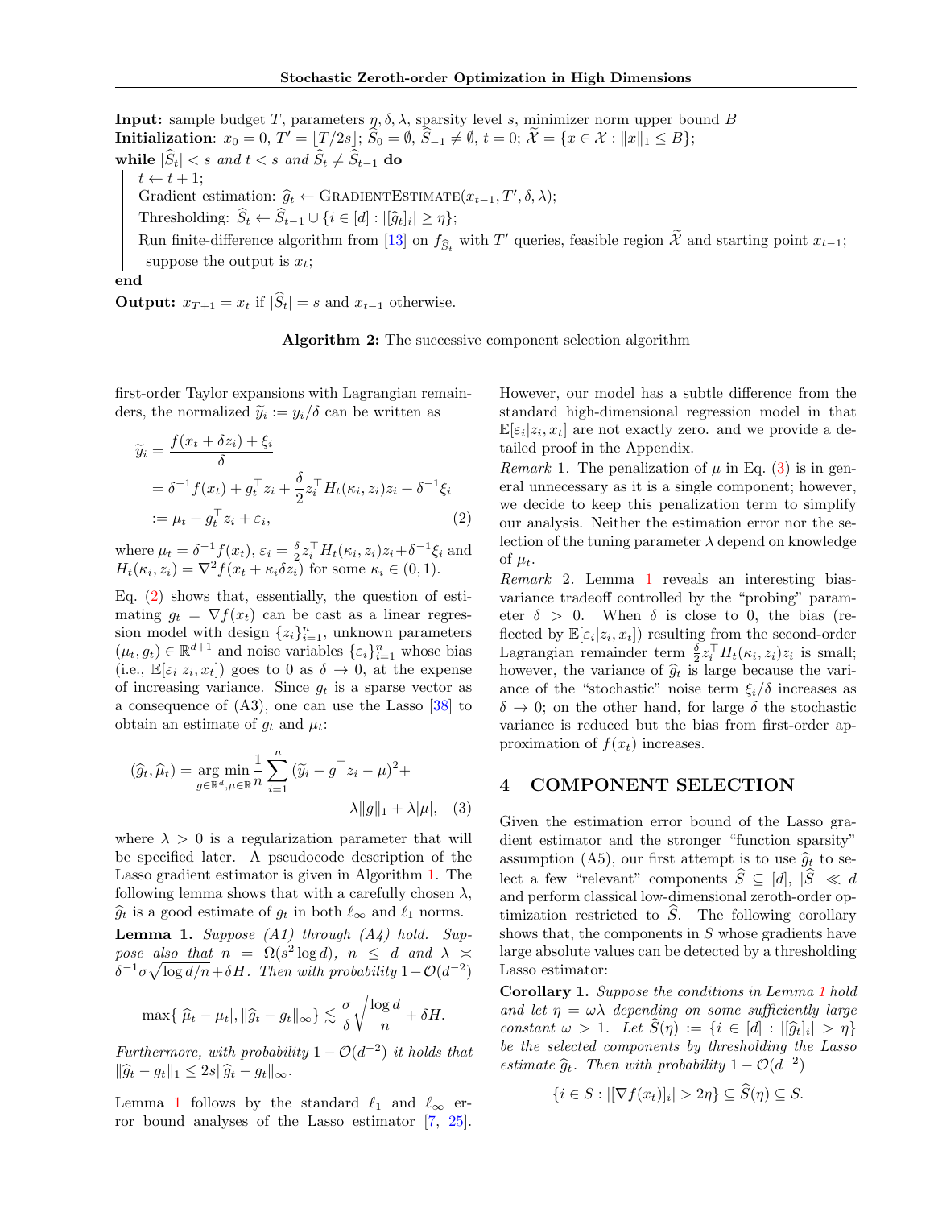**Input:** sample budget $T$, parameters $\eta, \delta, \lambda$, sparsity level $s$, minimizer norm upper bound $B$
**Initialization**: $x_0 = 0$, $T' = \lfloor T/2s \rfloor$; $\widehat{S}_0 = \emptyset$, $\widehat{S}_{-1} \neq \emptyset$, $t = 0$; $\widetilde{\mathcal{X}} = \{x \in \mathcal{X} : \|x\|_1 \leq B\}$;
**while** $|\widehat{S}_t| < s$ *and* $t < s$ *and* $\widehat{S}_t \neq \widehat{S}_{t-1}$ **do**

- $t \leftarrow t + 1$;
- Gradient estimation: $\widehat{g}_t \leftarrow \text{GradientEstimate}(x_{t-1}, T', \delta, \lambda)$;
- Thresholding: $\widehat{S}_t \leftarrow \widehat{S}_{t-1} \cup \{i \in [d] : |[\widehat{g}_t]_i| \geq \eta\}$;
- Run finite-difference algorithm from [13] on $f_{\widehat{S}_t}$ with $T'$ queries, feasible region $\widetilde{\mathcal{X}}$ and starting point $x_{t-1}$; suppose the output is $x_t$;

**end**
**Output:** $x_{T+1} = x_t$ if $|\widehat{S}_t| = s$ and $x_{t-1}$ otherwise.

**Algorithm 2:** The successive component selection algorithm

first-order Taylor expansions with Lagrangian remainders, the normalized $\widetilde{y}_i := y_i/\delta$ can be written as

$$
\begin{aligned}
\widetilde{y}_i &= \frac{f(x_t + \delta z_i) + \xi_i}{\delta} \\
&= \delta^{-1} f(x_t) + g_t^\top z_i + \frac{\delta}{2} z_i^\top H_t(\kappa_i, z_i) z_i + \delta^{-1} \xi_i \\
&:= \mu_t + g_t^\top z_i + \varepsilon_i, \qquad (2)
\end{aligned}
$$

where $\mu_t = \delta^{-1} f(x_t)$, $\varepsilon_i = \frac{\delta}{2} z_i^\top H_t(\kappa_i, z_i) z_i + \delta^{-1}\xi_i$ and $H_t(\kappa_i, z_i) = \nabla^2 f(x_t + \kappa_i \delta z_i)$ for some $\kappa_i \in (0,1)$.

Eq. (2) shows that, essentially, the question of estimating $g_t = \nabla f(x_t)$ can be cast as a linear regression model with design $\{z_i\}_{i=1}^n$, unknown parameters $(\mu_t, g_t) \in \mathbb{R}^{d+1}$ and noise variables $\{\varepsilon_i\}_{i=1}^n$ whose bias (i.e., $\mathbb{E}[\varepsilon_i | z_i, x_t]$) goes to 0 as $\delta \to 0$, at the expense of increasing variance. Since $g_t$ is a sparse vector as a consequence of (A3), one can use the Lasso [38] to obtain an estimate of $g_t$ and $\mu_t$:

$$
(\widehat{g}_t, \widehat{\mu}_t) = \underset{g \in \mathbb{R}^d, \mu \in \mathbb{R}}{\arg\min} \frac{1}{n} \sum_{i=1}^n (\widetilde{y}_i - g^\top z_i - \mu)^2 + \lambda \|g\|_1 + \lambda |\mu|, \quad (3)
$$

where $\lambda > 0$ is a regularization parameter that will be specified later. A pseudocode description of the Lasso gradient estimator is given in Algorithm 1. The following lemma shows that with a carefully chosen $\lambda$, $\widehat{g}_t$ is a good estimate of $g_t$ in both $\ell_\infty$ and $\ell_1$ norms.

**Lemma 1.** *Suppose (A1) through (A4) hold. Suppose also that $n = \Omega(s^2 \log d)$, $n \leq d$ and $\lambda \asymp \delta^{-1}\sigma\sqrt{\log d/n} + \delta H$. Then with probability $1 - \mathcal{O}(d^{-2})$*

$$
\max\{|\widehat{\mu}_t - \mu_t|, \|\widehat{g}_t - g_t\|_\infty\} \lesssim \frac{\sigma}{\delta}\sqrt{\frac{\log d}{n}} + \delta H.
$$

*Furthermore, with probability $1 - \mathcal{O}(d^{-2})$ it holds that $\|\widehat{g}_t - g_t\|_1 \leq 2s\|\widehat{g}_t - g_t\|_\infty$.*

Lemma 1 follows by the standard $\ell_1$ and $\ell_\infty$ error bound analyses of the Lasso estimator [7, 25]. However, our model has a subtle difference from the standard high-dimensional regression model in that $\mathbb{E}[\varepsilon_i | z_i, x_t]$ are not exactly zero. and we provide a detailed proof in the Appendix.

*Remark* 1. The penalization of $\mu$ in Eq. (3) is in general unnecessary as it is a single component; however, we decide to keep this penalization term to simplify our analysis. Neither the estimation error nor the selection of the tuning parameter $\lambda$ depend on knowledge of $\mu_t$.

*Remark* 2. Lemma 1 reveals an interesting bias-variance tradeoff controlled by the "probing" parameter $\delta > 0$. When $\delta$ is close to 0, the bias (reflected by $\mathbb{E}[\varepsilon_i | z_i, x_t]$) resulting from the second-order Lagrangian remainder term $\frac{\delta}{2} z_i^\top H_t(\kappa_i, z_i) z_i$ is small; however, the variance of $\widehat{g}_t$ is large because the variance of the "stochastic" noise term $\xi_i/\delta$ increases as $\delta \to 0$; on the other hand, for large $\delta$ the stochastic variance is reduced but the bias from first-order approximation of $f(x_t)$ increases.

# 4 COMPONENT SELECTION

Given the estimation error bound of the Lasso gradient estimator and the stronger "function sparsity" assumption (A5), our first attempt is to use $\widehat{g}_t$ to select a few "relevant" components $\widehat{S} \subseteq [d]$, $|\widehat{S}| \ll d$ and perform classical low-dimensional zeroth-order optimization restricted to $\widehat{S}$. The following corollary shows that, the components in $S$ whose gradients have large absolute values can be detected by a thresholding Lasso estimator:

**Corollary 1.** *Suppose the conditions in Lemma 1 hold and let $\eta = \omega\lambda$ depending on some sufficiently large constant $\omega > 1$. Let $\widehat{S}(\eta) := \{i \in [d] : |[\widehat{g}_t]_i| > \eta\}$ be the selected components by thresholding the Lasso estimate $\widehat{g}_t$. Then with probability $1 - \mathcal{O}(d^{-2})$*

$$
\{i \in S : |[\nabla f(x_t)]_i| > 2\eta\} \subseteq \widehat{S}(\eta) \subseteq S.
$$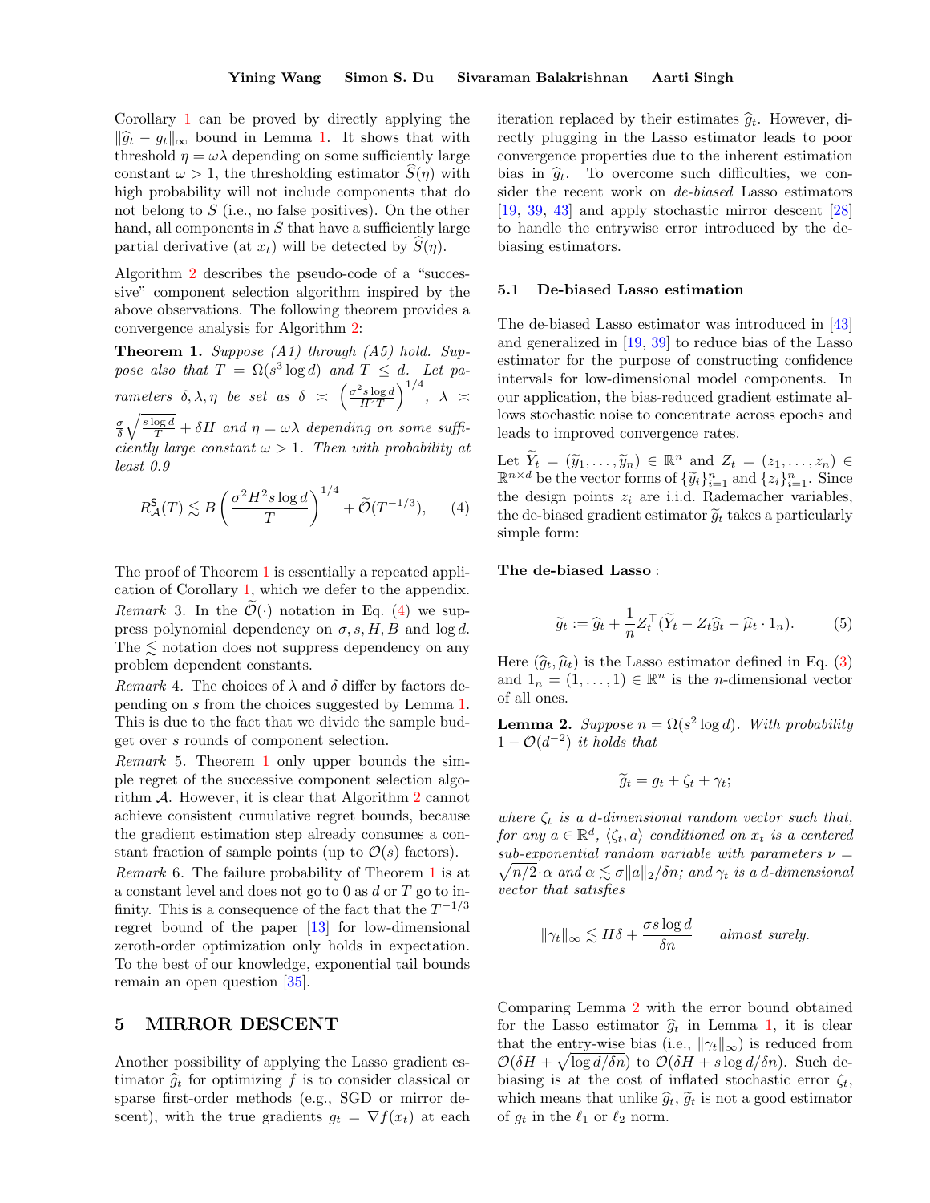Corollary 1 can be proved by directly applying the $\|\widehat{g}_t - g_t\|_\infty$ bound in Lemma 1. It shows that with threshold $\eta = \omega\lambda$ depending on some sufficiently large constant $\omega > 1$, the thresholding estimator $\widehat{S}(\eta)$ with high probability will not include components that do not belong to $S$ (i.e., no false positives). On the other hand, all components in $S$ that have a sufficiently large partial derivative (at $x_t$) will be detected by $\widehat{S}(\eta)$.

Algorithm 2 describes the pseudo-code of a "successive" component selection algorithm inspired by the above observations. The following theorem provides a convergence analysis for Algorithm 2:

**Theorem 1.** *Suppose (A1) through (A5) hold. Suppose also that $T = \Omega(s^3 \log d)$ and $T \le d$. Let parameters $\delta, \lambda, \eta$ be set as $\delta \asymp \left(\frac{\sigma^2 s \log d}{H^2 T}\right)^{1/4}$, $\lambda \asymp \frac{\sigma}{\delta}\sqrt{\frac{s \log d}{T}} + \delta H$ and $\eta = \omega\lambda$ depending on some sufficiently large constant $\omega > 1$. Then with probability at least 0.9*

$$R_{\mathcal{A}}^{\mathsf{S}}(T) \lesssim B\left(\frac{\sigma^2 H^2 s \log d}{T}\right)^{1/4} + \widetilde{\mathcal{O}}(T^{-1/3}), \qquad (4)$$

The proof of Theorem 1 is essentially a repeated application of Corollary 1, which we defer to the appendix.

*Remark* 3. In the $\widetilde{\mathcal{O}}(\cdot)$ notation in Eq. (4) we suppress polynomial dependency on $\sigma, s, H, B$ and $\log d$. The $\lesssim$ notation does not suppress dependency on any problem dependent constants.

*Remark* 4. The choices of $\lambda$ and $\delta$ differ by factors depending on $s$ from the choices suggested by Lemma 1. This is due to the fact that we divide the sample budget over $s$ rounds of component selection.

*Remark* 5. Theorem 1 only upper bounds the simple regret of the successive component selection algorithm $\mathcal{A}$. However, it is clear that Algorithm 2 cannot achieve consistent cumulative regret bounds, because the gradient estimation step already consumes a constant fraction of sample points (up to $\mathcal{O}(s)$ factors).

*Remark* 6. The failure probability of Theorem 1 is at a constant level and does not go to 0 as $d$ or $T$ go to infinity. This is a consequence of the fact that the $T^{-1/3}$ regret bound of the paper [13] for low-dimensional zeroth-order optimization only holds in expectation. To the best of our knowledge, exponential tail bounds remain an open question [35].

## 5 MIRROR DESCENT

Another possibility of applying the Lasso gradient estimator $\widehat{g}_t$ for optimizing $f$ is to consider classical or sparse first-order methods (e.g., SGD or mirror descent), with the true gradients $g_t = \nabla f(x_t)$ at each iteration replaced by their estimates $\widehat{g}_t$. However, directly plugging in the Lasso estimator leads to poor convergence properties due to the inherent estimation bias in $\widehat{g}_t$. To overcome such difficulties, we consider the recent work on *de-biased* Lasso estimators [19, 39, 43] and apply stochastic mirror descent [28] to handle the entrywise error introduced by the debiasing estimators.

### 5.1 De-biased Lasso estimation

The de-biased Lasso estimator was introduced in [43] and generalized in [19, 39] to reduce bias of the Lasso estimator for the purpose of constructing confidence intervals for low-dimensional model components. In our application, the bias-reduced gradient estimate allows stochastic noise to concentrate across epochs and leads to improved convergence rates.

Let $\widetilde{Y}_t = (\widetilde{y}_1, \ldots, \widetilde{y}_n) \in \mathbb{R}^n$ and $Z_t = (z_1, \ldots, z_n) \in \mathbb{R}^{n \times d}$ be the vector forms of $\{\widetilde{y}_i\}_{i=1}^n$ and $\{z_i\}_{i=1}^n$. Since the design points $z_i$ are i.i.d. Rademacher variables, the de-biased gradient estimator $\widetilde{g}_t$ takes a particularly simple form:

**The de-biased Lasso** :

$$\widetilde{g}_t := \widehat{g}_t + \frac{1}{n} Z_t^\top (\widetilde{Y}_t - Z_t \widehat{g}_t - \widehat{\mu}_t \cdot 1_n). \qquad (5)$$

Here $(\widehat{g}_t, \widehat{\mu}_t)$ is the Lasso estimator defined in Eq. (3) and $1_n = (1, \ldots, 1) \in \mathbb{R}^n$ is the $n$-dimensional vector of all ones.

**Lemma 2.** *Suppose $n = \Omega(s^2 \log d)$. With probability $1 - \mathcal{O}(d^{-2})$ it holds that*

$$\widetilde{g}_t = g_t + \zeta_t + \gamma_t;$$

*where $\zeta_t$ is a $d$-dimensional random vector such that, for any $a \in \mathbb{R}^d$, $\langle \zeta_t, a\rangle$ conditioned on $x_t$ is a centered sub-exponential random variable with parameters $\nu = \sqrt{n/2} \cdot \alpha$ and $\alpha \lesssim \sigma\|a\|_2/\delta n$; and $\gamma_t$ is a $d$-dimensional vector that satisfies*

$$\|\gamma_t\|_\infty \lesssim H\delta + \frac{\sigma s \log d}{\delta n} \qquad \textit{almost surely.}$$

Comparing Lemma 2 with the error bound obtained for the Lasso estimator $\widehat{g}_t$ in Lemma 1, it is clear that the entry-wise bias (i.e., $\|\gamma_t\|_\infty$) is reduced from $\mathcal{O}(\delta H + \sqrt{\log d/\delta n})$ to $\mathcal{O}(\delta H + s \log d/\delta n)$. Such debiasing is at the cost of inflated stochastic error $\zeta_t$, which means that unlike $\widehat{g}_t$, $\widetilde{g}_t$ is not a good estimator of $g_t$ in the $\ell_1$ or $\ell_2$ norm.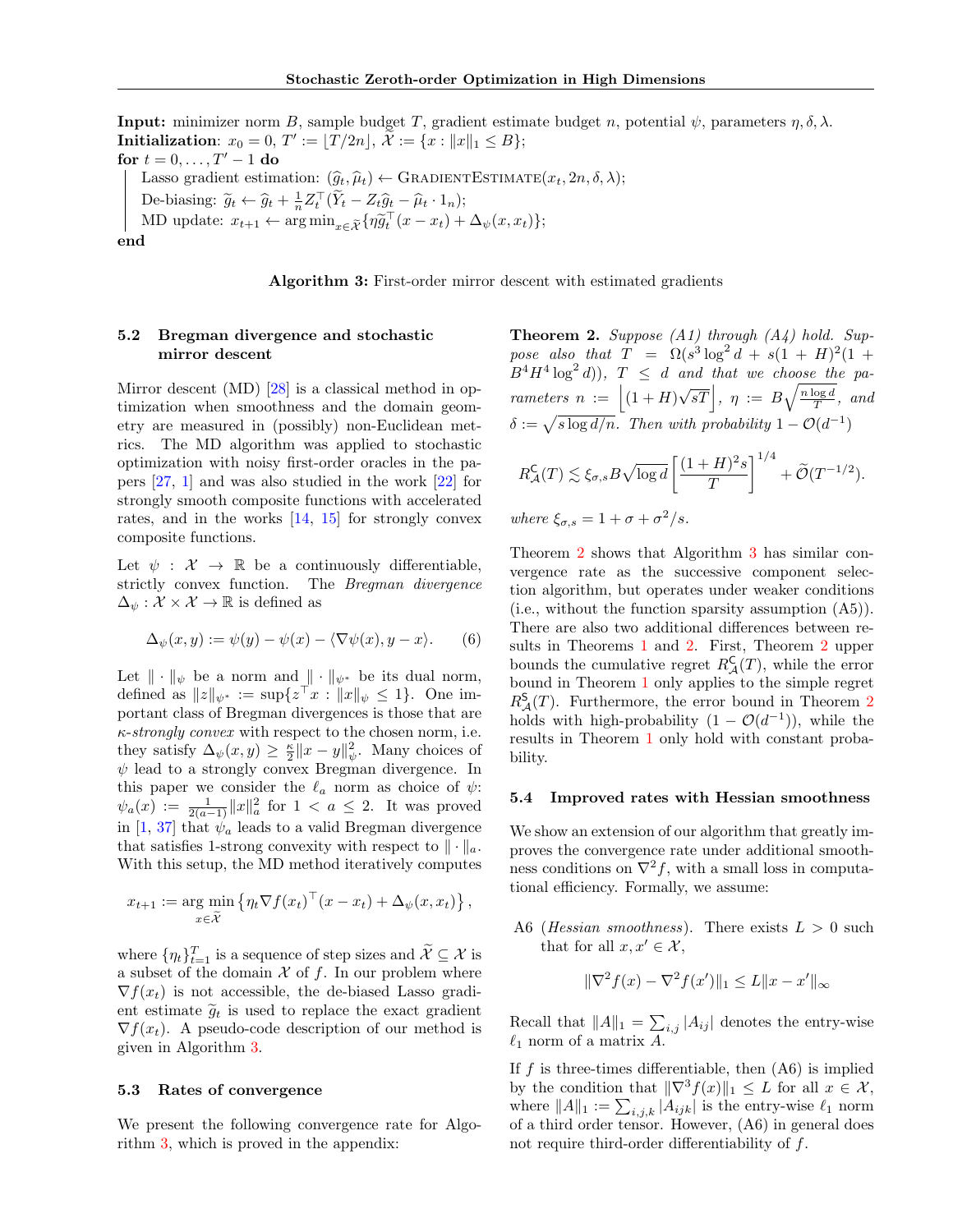**Input:** minimizer norm $B$, sample budget $T$, gradient estimate budget $n$, potential $\psi$, parameters $\eta, \delta, \lambda$.
**Initialization**: $x_0 = 0$, $T' := \lfloor T/2n \rfloor$, $\widetilde{\mathcal{X}} := \{x : \|x\|_1 \leq B\}$;
**for** $t = 0, \ldots, T' - 1$ **do**

  Lasso gradient estimation: $(\widehat{g}_t, \widehat{\mu}_t) \leftarrow \textsc{GradientEstimate}(x_t, 2n, \delta, \lambda)$;
  De-biasing: $\widetilde{g}_t \leftarrow \widehat{g}_t + \frac{1}{n} Z_t^\top (\widetilde{Y}_t - Z_t \widehat{g}_t - \widehat{\mu}_t \cdot 1_n)$;
  MD update: $x_{t+1} \leftarrow \arg\min_{x \in \widetilde{\mathcal{X}}} \{\eta \widetilde{g}_t^\top (x - x_t) + \Delta_\psi(x, x_t)\}$;

**end**

**Algorithm 3:** First-order mirror descent with estimated gradients

### 5.2 Bregman divergence and stochastic mirror descent

Mirror descent (MD) [28] is a classical method in optimization when smoothness and the domain geometry are measured in (possibly) non-Euclidean metrics. The MD algorithm was applied to stochastic optimization with noisy first-order oracles in the papers [27, 1] and was also studied in the work [22] for strongly smooth composite functions with accelerated rates, and in the works [14, 15] for strongly convex composite functions.

Let $\psi : \mathcal{X} \to \mathbb{R}$ be a continuously differentiable, strictly convex function. The *Bregman divergence* $\Delta_\psi : \mathcal{X} \times \mathcal{X} \to \mathbb{R}$ is defined as

$$\Delta_\psi(x, y) := \psi(y) - \psi(x) - \langle \nabla \psi(x), y - x \rangle. \tag{6}$$

Let $\|\cdot\|_\psi$ be a norm and $\|\cdot\|_{\psi^*}$ be its dual norm, defined as $\|z\|_{\psi^*} := \sup\{z^\top x : \|x\|_\psi \leq 1\}$. One important class of Bregman divergences is those that are $\kappa$*-strongly convex* with respect to the chosen norm, i.e. they satisfy $\Delta_\psi(x, y) \geq \frac{\kappa}{2}\|x - y\|_\psi^2$. Many choices of $\psi$ lead to a strongly convex Bregman divergence. In this paper we consider the $\ell_a$ norm as choice of $\psi$: $\psi_a(x) := \frac{1}{2(a-1)}\|x\|_a^2$ for $1 < a \leq 2$. It was proved in [1, 37] that $\psi_a$ leads to a valid Bregman divergence that satisfies 1-strong convexity with respect to $\|\cdot\|_a$. With this setup, the MD method iteratively computes

$$x_{t+1} := \arg\min_{x \in \widetilde{\mathcal{X}}} \left\{ \eta_t \nabla f(x_t)^\top (x - x_t) + \Delta_\psi(x, x_t) \right\},$$

where $\{\eta_t\}_{t=1}^T$ is a sequence of step sizes and $\widetilde{\mathcal{X}} \subseteq \mathcal{X}$ is a subset of the domain $\mathcal{X}$ of $f$. In our problem where $\nabla f(x_t)$ is not accessible, the de-biased Lasso gradient estimate $\widetilde{g}_t$ is used to replace the exact gradient $\nabla f(x_t)$. A pseudo-code description of our method is given in Algorithm 3.

### 5.3 Rates of convergence

We present the following convergence rate for Algorithm 3, which is proved in the appendix:

**Theorem 2.** *Suppose (A1) through (A4) hold. Suppose also that $T = \Omega(s^3 \log^2 d + s(1+H)^2(1 + B^4 H^4 \log^2 d))$, $T \leq d$ and that we choose the parameters $n := \left\lfloor (1+H)\sqrt{sT} \right\rfloor$, $\eta := B\sqrt{\frac{n \log d}{T}}$, and $\delta := \sqrt{s \log d / n}$. Then with probability $1 - \mathcal{O}(d^{-1})$*

$$R_{\mathcal{A}}^{\mathsf{C}}(T) \lesssim \xi_{\sigma,s} B \sqrt{\log d} \left[ \frac{(1+H)^2 s}{T} \right]^{1/4} + \widetilde{\mathcal{O}}(T^{-1/2}).$$

*where $\xi_{\sigma,s} = 1 + \sigma + \sigma^2/s$.*

Theorem 2 shows that Algorithm 3 has similar convergence rate as the successive component selection algorithm, but operates under weaker conditions (i.e., without the function sparsity assumption (A5)). There are also two additional differences between results in Theorems 1 and 2. First, Theorem 2 upper bounds the cumulative regret $R_{\mathcal{A}}^{\mathsf{C}}(T)$, while the error bound in Theorem 1 only applies to the simple regret $R_{\mathcal{A}}^{\mathsf{S}}(T)$. Furthermore, the error bound in Theorem 2 holds with high-probability ($1 - \mathcal{O}(d^{-1})$), while the results in Theorem 1 only hold with constant probability.

### 5.4 Improved rates with Hessian smoothness

We show an extension of our algorithm that greatly improves the convergence rate under additional smoothness conditions on $\nabla^2 f$, with a small loss in computational efficiency. Formally, we assume:

A6 (*Hessian smoothness*). There exists $L > 0$ such that for all $x, x' \in \mathcal{X}$,

$$\|\nabla^2 f(x) - \nabla^2 f(x')\|_1 \leq L\|x - x'\|_\infty$$

Recall that $\|A\|_1 = \sum_{i,j} |A_{ij}|$ denotes the entry-wise $\ell_1$ norm of a matrix $A$.

If $f$ is three-times differentiable, then (A6) is implied by the condition that $\|\nabla^3 f(x)\|_1 \leq L$ for all $x \in \mathcal{X}$, where $\|A\|_1 := \sum_{i,j,k} |A_{ijk}|$ is the entry-wise $\ell_1$ norm of a third order tensor. However, (A6) in general does not require third-order differentiability of $f$.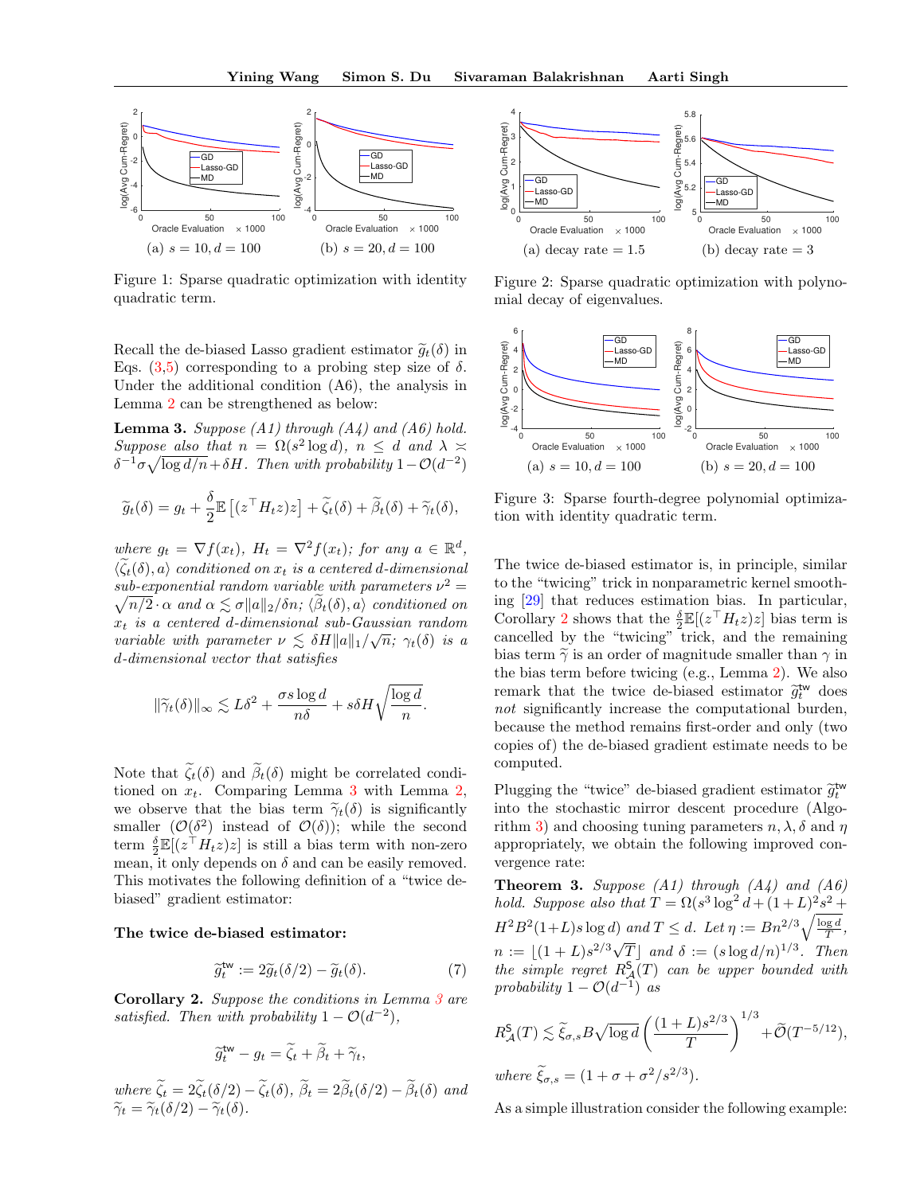(a) $s = 10, d = 100$

(b) $s = 20, d = 100$

Figure 1: Sparse quadratic optimization with identity quadratic term.

Recall the de-biased Lasso gradient estimator $\widetilde{g}_t(\delta)$ in Eqs. (3,5) corresponding to a probing step size of $\delta$. Under the additional condition (A6), the analysis in Lemma 2 can be strengthened as below:

**Lemma 3.** *Suppose (A1) through (A4) and (A6) hold. Suppose also that $n = \Omega(s^2 \log d)$, $n \leq d$ and $\lambda \asymp \delta^{-1}\sigma\sqrt{\log d/n} + \delta H$. Then with probability $1 - \mathcal{O}(d^{-2})$*

$$\widetilde{g}_t(\delta) = g_t + \frac{\delta}{2}\mathbb{E}\left[(z^\top H_t z)z\right] + \widetilde{\zeta}_t(\delta) + \widetilde{\beta}_t(\delta) + \widetilde{\gamma}_t(\delta),$$

*where $g_t = \nabla f(x_t)$, $H_t = \nabla^2 f(x_t)$; for any $a \in \mathbb{R}^d$, $\langle \widetilde{\zeta}_t(\delta), a\rangle$ conditioned on $x_t$ is a centered $d$-dimensional sub-exponential random variable with parameters $\nu^2 = \sqrt{n/2}\cdot\alpha$ and $\alpha \lesssim \sigma\|a\|_2/\delta n$; $\langle \widetilde{\beta}_t(\delta), a\rangle$ conditioned on $x_t$ is a centered $d$-dimensional sub-Gaussian random variable with parameter $\nu \lesssim \delta H\|a\|_1/\sqrt{n}$; $\gamma_t(\delta)$ is a $d$-dimensional vector that satisfies*

$$\|\widetilde{\gamma}_t(\delta)\|_\infty \lesssim L\delta^2 + \frac{\sigma s \log d}{n\delta} + s\delta H\sqrt{\frac{\log d}{n}}.$$

Note that $\widetilde{\zeta}_t(\delta)$ and $\widetilde{\beta}_t(\delta)$ might be correlated conditioned on $x_t$. Comparing Lemma 3 with Lemma 2, we observe that the bias term $\widetilde{\gamma}_t(\delta)$ is significantly smaller ($\mathcal{O}(\delta^2)$ instead of $\mathcal{O}(\delta)$); while the second term $\frac{\delta}{2}\mathbb{E}[(z^\top H_t z)z]$ is still a bias term with non-zero mean, it only depends on $\delta$ and can be easily removed. This motivates the following definition of a "twice de-biased" gradient estimator:

**The twice de-biased estimator:**

$$\widetilde{g}_t^{\mathsf{tw}} := 2\widetilde{g}_t(\delta/2) - \widetilde{g}_t(\delta). \tag{7}$$

**Corollary 2.** *Suppose the conditions in Lemma 3 are satisfied. Then with probability $1 - \mathcal{O}(d^{-2})$,*

$$\widetilde{g}_t^{\mathsf{tw}} - g_t = \widetilde{\zeta}_t + \widetilde{\beta}_t + \widetilde{\gamma}_t,$$

*where $\widetilde{\zeta}_t = 2\widetilde{\zeta}_t(\delta/2) - \widetilde{\zeta}_t(\delta)$, $\widetilde{\beta}_t = 2\widetilde{\beta}_t(\delta/2) - \widetilde{\beta}_t(\delta)$ and $\widetilde{\gamma}_t = \widetilde{\gamma}_t(\delta/2) - \widetilde{\zeta}_t(\delta)$.*

(a) decay rate = 1.5

(b) decay rate = 3

Figure 2: Sparse quadratic optimization with polynomial decay of eigenvalues.

(a) $s = 10, d = 100$

(b) $s = 20, d = 100$

Figure 3: Sparse fourth-degree polynomial optimization with identity quadratic term.

The twice de-biased estimator is, in principle, similar to the "twicing" trick in nonparametric kernel smoothing [29] that reduces estimation bias. In particular, Corollary 2 shows that the $\frac{\delta}{2}\mathbb{E}[(z^\top H_t z)z]$ bias term is cancelled by the "twicing" trick, and the remaining bias term $\widetilde{\gamma}$ is an order of magnitude smaller than $\gamma$ in the bias term before twicing (e.g., Lemma 2). We also remark that the twice de-biased estimator $\widetilde{g}_t^{\mathsf{tw}}$ does *not* significantly increase the computational burden, because the method remains first-order and only (two copies of) the de-biased gradient estimate needs to be computed.

Plugging the "twice" de-biased gradient estimator $\widetilde{g}_t^{\mathsf{tw}}$ into the stochastic mirror descent procedure (Algorithm 3) and choosing tuning parameters $n, \lambda, \delta$ and $\eta$ appropriately, we obtain the following improved convergence rate:

**Theorem 3.** *Suppose (A1) through (A4) and (A6) hold. Suppose also that $T = \Omega(s^3\log^2 d + (1+L)^2 s^2 + H^2B^2(1+L)s\log d)$ and $T \leq d$. Let $\eta := Bn^{2/3}\sqrt{\frac{\log d}{T}}$, $n := \lfloor (1+L)s^{2/3}\sqrt{T}\rfloor$ and $\delta := (s\log d/n)^{1/3}$. Then the simple regret $R_{\mathcal{A}}^{\mathsf{S}}(T)$ can be upper bounded with probability $1 - \mathcal{O}(d^{-1})$ as*

$$R_{\mathcal{A}}^{\mathsf{S}}(T) \lesssim \widetilde{\xi}_{\sigma,s}B\sqrt{\log d}\left(\frac{(1+L)s^{2/3}}{T}\right)^{1/3} + \widetilde{\mathcal{O}}(T^{-5/12}),$$

*where $\widetilde{\xi}_{\sigma,s} = (1 + \sigma + \sigma^2/s^{2/3})$.*

As a simple illustration consider the following example: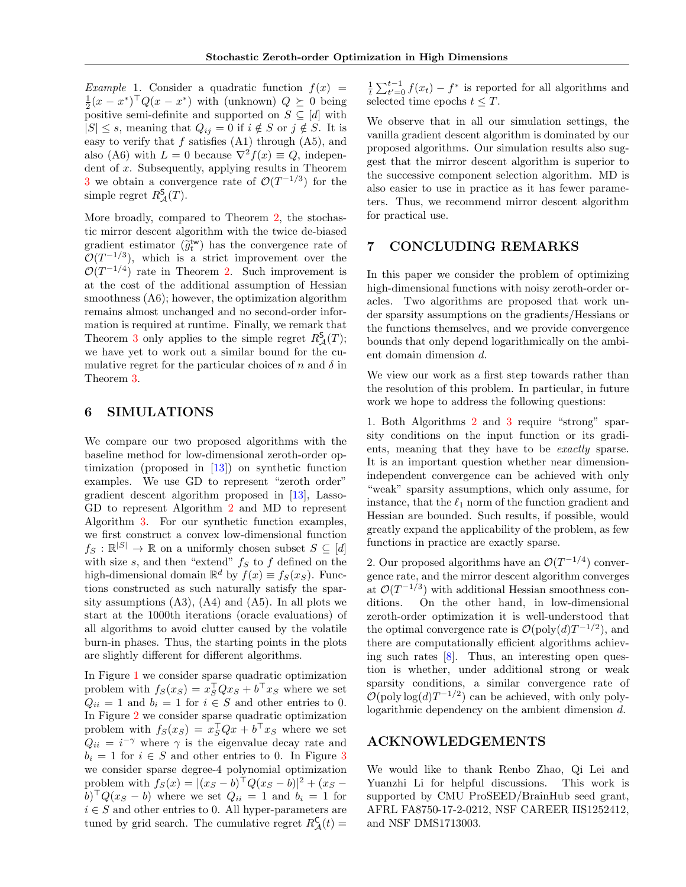*Example* 1. Consider a quadratic function $f(x) = \frac{1}{2}(x - x^*)^\top Q(x - x^*)$ with (unknown) $Q \succeq 0$ being positive semi-definite and supported on $S \subseteq [d]$ with $|S| \leq s$, meaning that $Q_{ij} = 0$ if $i \notin S$ or $j \notin S$. It is easy to verify that $f$ satisfies (A1) through (A5), and also (A6) with $L = 0$ because $\nabla^2 f(x) \equiv Q$, independent of $x$. Subsequently, applying results in Theorem 3 we obtain a convergence rate of $\mathcal{O}(T^{-1/3})$ for the simple regret $R_{\mathcal{A}}^{\mathsf{S}}(T)$.

More broadly, compared to Theorem 2, the stochastic mirror descent algorithm with the twice de-biased gradient estimator ($\widetilde{g}_t^{\mathsf{tw}}$) has the convergence rate of $\mathcal{O}(T^{-1/3})$, which is a strict improvement over the $\mathcal{O}(T^{-1/4})$ rate in Theorem 2. Such improvement is at the cost of the additional assumption of Hessian smoothness (A6); however, the optimization algorithm remains almost unchanged and no second-order information is required at runtime. Finally, we remark that Theorem 3 only applies to the simple regret $R_{\mathcal{A}}^{\mathsf{S}}(T)$; we have yet to work out a similar bound for the cumulative regret for the particular choices of $n$ and $\delta$ in Theorem 3.

## 6 SIMULATIONS

We compare our two proposed algorithms with the baseline method for low-dimensional zeroth-order optimization (proposed in [13]) on synthetic function examples. We use GD to represent "zeroth order" gradient descent algorithm proposed in [13], Lasso-GD to represent Algorithm 2 and MD to represent Algorithm 3. For our synthetic function examples, we first construct a convex low-dimensional function $f_S : \mathbb{R}^{|S|} \to \mathbb{R}$ on a uniformly chosen subset $S \subseteq [d]$ with size $s$, and then "extend" $f_S$ to $f$ defined on the high-dimensional domain $\mathbb{R}^d$ by $f(x) \equiv f_S(x_S)$. Functions constructed as such naturally satisfy the sparsity assumptions (A3), (A4) and (A5). In all plots we start at the 1000th iterations (oracle evaluations) of all algorithms to avoid clutter caused by the volatile burn-in phases. Thus, the starting points in the plots are slightly different for different algorithms.

In Figure 1 we consider sparse quadratic optimization problem with $f_S(x_S) = x_S^\top Q x_S + b^\top x_S$ where we set $Q_{ii} = 1$ and $b_i = 1$ for $i \in S$ and other entries to 0. In Figure 2 we consider sparse quadratic optimization problem with $f_S(x_S) = x_S^\top Q x + b^\top x_S$ where we set $Q_{ii} = i^{-\gamma}$ where $\gamma$ is the eigenvalue decay rate and $b_i = 1$ for $i \in S$ and other entries to 0. In Figure 3 we consider sparse degree-4 polynomial optimization problem with $f_S(x) = |(x_S - b)^\top Q(x_S - b)|^2 + (x_S - b)^\top Q(x_S - b)$ where we set $Q_{ii} = 1$ and $b_i = 1$ for $i \in S$ and other entries to 0. All hyper-parameters are tuned by grid search. The cumulative regret $R_{\mathcal{A}}^{\mathsf{C}}(t) = \frac{1}{t}\sum_{t'=0}^{t-1} f(x_t) - f^*$ is reported for all algorithms and selected time epochs $t \leq T$.

We observe that in all our simulation settings, the vanilla gradient descent algorithm is dominated by our proposed algorithms. Our simulation results also suggest that the mirror descent algorithm is superior to the successive component selection algorithm. MD is also easier to use in practice as it has fewer parameters. Thus, we recommend mirror descent algorithm for practical use.

## 7 CONCLUDING REMARKS

In this paper we consider the problem of optimizing high-dimensional functions with noisy zeroth-order oracles. Two algorithms are proposed that work under sparsity assumptions on the gradients/Hessians or the functions themselves, and we provide convergence bounds that only depend logarithmically on the ambient domain dimension $d$.

We view our work as a first step towards rather than the resolution of this problem. In particular, in future work we hope to address the following questions:

1. Both Algorithms 2 and 3 require "strong" sparsity conditions on the input function or its gradients, meaning that they have to be *exactly* sparse. It is an important question whether near dimension-independent convergence can be achieved with only "weak" sparsity assumptions, which only assume, for instance, that the $\ell_1$ norm of the function gradient and Hessian are bounded. Such results, if possible, would greatly expand the applicability of the problem, as few functions in practice are exactly sparse.

2. Our proposed algorithms have an $\mathcal{O}(T^{-1/4})$ convergence rate, and the mirror descent algorithm converges at $\mathcal{O}(T^{-1/3})$ with additional Hessian smoothness conditions. On the other hand, in low-dimensional zeroth-order optimization it is well-understood that the optimal convergence rate is $\mathcal{O}(\mathrm{poly}(d)T^{-1/2})$, and there are computationally efficient algorithms achieving such rates [8]. Thus, an interesting open question is whether, under additional strong or weak sparsity conditions, a similar convergence rate of $\mathcal{O}(\mathrm{poly}\log(d)T^{-1/2})$ can be achieved, with only poly-logarithmic dependency on the ambient dimension $d$.

## ACKNOWLEDGEMENTS

We would like to thank Renbo Zhao, Qi Lei and Yuanzhi Li for helpful discussions. This work is supported by CMU ProSEED/BrainHub seed grant, AFRL FA8750-17-2-0212, NSF CAREER IIS1252412, and NSF DMS1713003.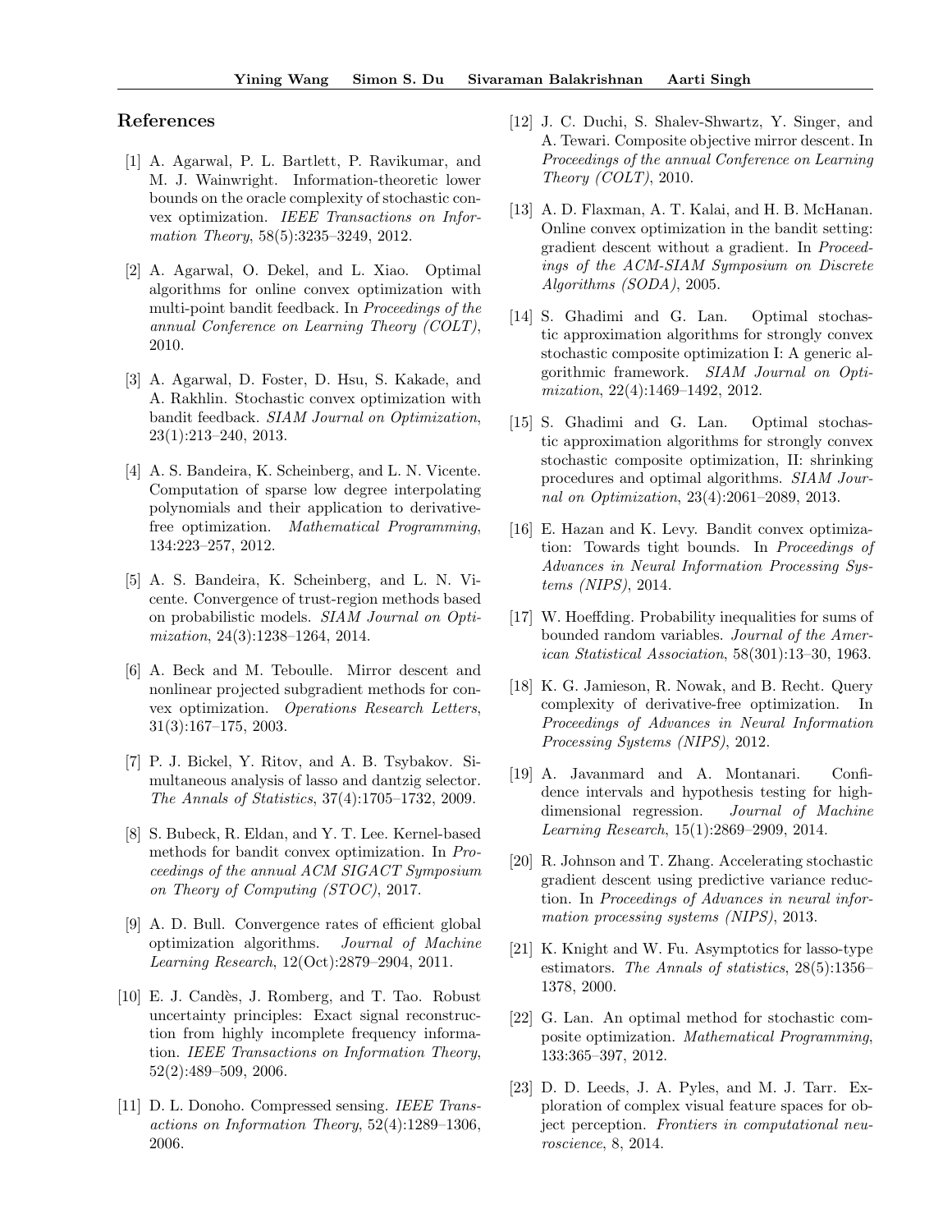## References

[1] A. Agarwal, P. L. Bartlett, P. Ravikumar, and M. J. Wainwright. Information-theoretic lower bounds on the oracle complexity of stochastic convex optimization. *IEEE Transactions on Information Theory*, 58(5):3235–3249, 2012.

[2] A. Agarwal, O. Dekel, and L. Xiao. Optimal algorithms for online convex optimization with multi-point bandit feedback. In *Proceedings of the annual Conference on Learning Theory (COLT)*, 2010.

[3] A. Agarwal, D. Foster, D. Hsu, S. Kakade, and A. Rakhlin. Stochastic convex optimization with bandit feedback. *SIAM Journal on Optimization*, 23(1):213–240, 2013.

[4] A. S. Bandeira, K. Scheinberg, and L. N. Vicente. Computation of sparse low degree interpolating polynomials and their application to derivative-free optimization. *Mathematical Programming*, 134:223–257, 2012.

[5] A. S. Bandeira, K. Scheinberg, and L. N. Vicente. Convergence of trust-region methods based on probabilistic models. *SIAM Journal on Optimization*, 24(3):1238–1264, 2014.

[6] A. Beck and M. Teboulle. Mirror descent and nonlinear projected subgradient methods for convex optimization. *Operations Research Letters*, 31(3):167–175, 2003.

[7] P. J. Bickel, Y. Ritov, and A. B. Tsybakov. Simultaneous analysis of lasso and dantzig selector. *The Annals of Statistics*, 37(4):1705–1732, 2009.

[8] S. Bubeck, R. Eldan, and Y. T. Lee. Kernel-based methods for bandit convex optimization. In *Proceedings of the annual ACM SIGACT Symposium on Theory of Computing (STOC)*, 2017.

[9] A. D. Bull. Convergence rates of efficient global optimization algorithms. *Journal of Machine Learning Research*, 12(Oct):2879–2904, 2011.

[10] E. J. Candès, J. Romberg, and T. Tao. Robust uncertainty principles: Exact signal reconstruction from highly incomplete frequency information. *IEEE Transactions on Information Theory*, 52(2):489–509, 2006.

[11] D. L. Donoho. Compressed sensing. *IEEE Transactions on Information Theory*, 52(4):1289–1306, 2006.

[12] J. C. Duchi, S. Shalev-Shwartz, Y. Singer, and A. Tewari. Composite objective mirror descent. In *Proceedings of the annual Conference on Learning Theory (COLT)*, 2010.

[13] A. D. Flaxman, A. T. Kalai, and H. B. McHanan. Online convex optimization in the bandit setting: gradient descent without a gradient. In *Proceedings of the ACM-SIAM Symposium on Discrete Algorithms (SODA)*, 2005.

[14] S. Ghadimi and G. Lan. Optimal stochastic approximation algorithms for strongly convex stochastic composite optimization I: A generic algorithmic framework. *SIAM Journal on Optimization*, 22(4):1469–1492, 2012.

[15] S. Ghadimi and G. Lan. Optimal stochastic approximation algorithms for strongly convex stochastic composite optimization, II: shrinking procedures and optimal algorithms. *SIAM Journal on Optimization*, 23(4):2061–2089, 2013.

[16] E. Hazan and K. Levy. Bandit convex optimization: Towards tight bounds. In *Proceedings of Advances in Neural Information Processing Systems (NIPS)*, 2014.

[17] W. Hoeffding. Probability inequalities for sums of bounded random variables. *Journal of the American Statistical Association*, 58(301):13–30, 1963.

[18] K. G. Jamieson, R. Nowak, and B. Recht. Query complexity of derivative-free optimization. In *Proceedings of Advances in Neural Information Processing Systems (NIPS)*, 2012.

[19] A. Javanmard and A. Montanari. Confidence intervals and hypothesis testing for high-dimensional regression. *Journal of Machine Learning Research*, 15(1):2869–2909, 2014.

[20] R. Johnson and T. Zhang. Accelerating stochastic gradient descent using predictive variance reduction. In *Proceedings of Advances in neural information processing systems (NIPS)*, 2013.

[21] K. Knight and W. Fu. Asymptotics for lasso-type estimators. *The Annals of statistics*, 28(5):1356–1378, 2000.

[22] G. Lan. An optimal method for stochastic composite optimization. *Mathematical Programming*, 133:365–397, 2012.

[23] D. D. Leeds, J. A. Pyles, and M. J. Tarr. Exploration of complex visual feature spaces for object perception. *Frontiers in computational neuroscience*, 8, 2014.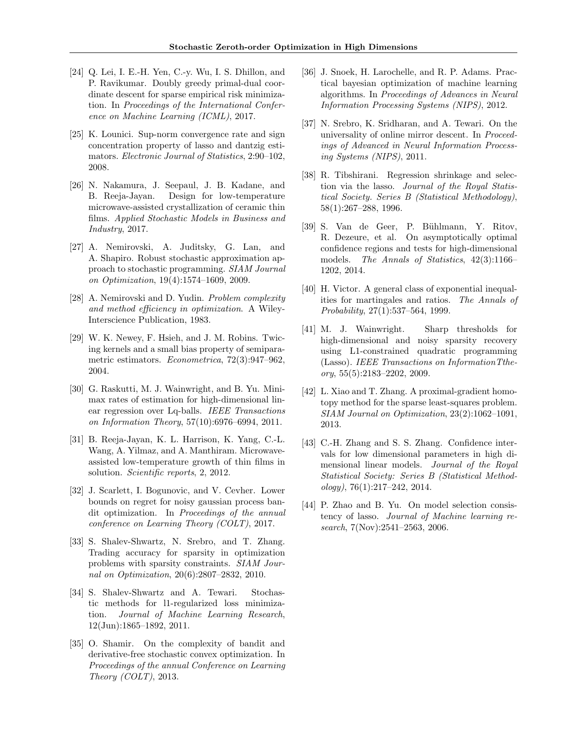[24] Q. Lei, I. E.-H. Yen, C.-y. Wu, I. S. Dhillon, and P. Ravikumar. Doubly greedy primal-dual coordinate descent for sparse empirical risk minimization. In *Proceedings of the International Conference on Machine Learning (ICML)*, 2017.

[25] K. Lounici. Sup-norm convergence rate and sign concentration property of lasso and dantzig estimators. *Electronic Journal of Statistics*, 2:90–102, 2008.

[26] N. Nakamura, J. Seepaul, J. B. Kadane, and B. Reeja-Jayan. Design for low-temperature microwave-assisted crystallization of ceramic thin films. *Applied Stochastic Models in Business and Industry*, 2017.

[27] A. Nemirovski, A. Juditsky, G. Lan, and A. Shapiro. Robust stochastic approximation approach to stochastic programming. *SIAM Journal on Optimization*, 19(4):1574–1609, 2009.

[28] A. Nemirovski and D. Yudin. *Problem complexity and method efficiency in optimization*. A Wiley-Interscience Publication, 1983.

[29] W. K. Newey, F. Hsieh, and J. M. Robins. Twicing kernels and a small bias property of semiparametric estimators. *Econometrica*, 72(3):947–962, 2004.

[30] G. Raskutti, M. J. Wainwright, and B. Yu. Minimax rates of estimation for high-dimensional linear regression over Lq-balls. *IEEE Transactions on Information Theory*, 57(10):6976–6994, 2011.

[31] B. Reeja-Jayan, K. L. Harrison, K. Yang, C.-L. Wang, A. Yilmaz, and A. Manthiram. Microwave-assisted low-temperature growth of thin films in solution. *Scientific reports*, 2, 2012.

[32] J. Scarlett, I. Bogunovic, and V. Cevher. Lower bounds on regret for noisy gaussian process bandit optimization. In *Proceedings of the annual conference on Learning Theory (COLT)*, 2017.

[33] S. Shalev-Shwartz, N. Srebro, and T. Zhang. Trading accuracy for sparsity in optimization problems with sparsity constraints. *SIAM Journal on Optimization*, 20(6):2807–2832, 2010.

[34] S. Shalev-Shwartz and A. Tewari. Stochastic methods for l1-regularized loss minimization. *Journal of Machine Learning Research*, 12(Jun):1865–1892, 2011.

[35] O. Shamir. On the complexity of bandit and derivative-free stochastic convex optimization. In *Proceedings of the annual Conference on Learning Theory (COLT)*, 2013.

[36] J. Snoek, H. Larochelle, and R. P. Adams. Practical bayesian optimization of machine learning algorithms. In *Proceedings of Advances in Neural Information Processing Systems (NIPS)*, 2012.

[37] N. Srebro, K. Sridharan, and A. Tewari. On the universality of online mirror descent. In *Proceedings of Advanced in Neural Information Processing Systems (NIPS)*, 2011.

[38] R. Tibshirani. Regression shrinkage and selection via the lasso. *Journal of the Royal Statistical Society. Series B (Statistical Methodology)*, 58(1):267–288, 1996.

[39] S. Van de Geer, P. Bühlmann, Y. Ritov, R. Dezeure, et al. On asymptotically optimal confidence regions and tests for high-dimensional models. *The Annals of Statistics*, 42(3):1166–1202, 2014.

[40] H. Victor. A general class of exponential inequalities for martingales and ratios. *The Annals of Probability*, 27(1):537–564, 1999.

[41] M. J. Wainwright. Sharp thresholds for high-dimensional and noisy sparsity recovery using L1-constrained quadratic programming (Lasso). *IEEE Transactions on InformationTtheory*, 55(5):2183–2202, 2009.

[42] L. Xiao and T. Zhang. A proximal-gradient homotopy method for the sparse least-squares problem. *SIAM Journal on Optimization*, 23(2):1062–1091, 2013.

[43] C.-H. Zhang and S. S. Zhang. Confidence intervals for low dimensional parameters in high dimensional linear models. *Journal of the Royal Statistical Society: Series B (Statistical Methodology)*, 76(1):217–242, 2014.

[44] P. Zhao and B. Yu. On model selection consistency of lasso. *Journal of Machine learning research*, 7(Nov):2541–2563, 2006.